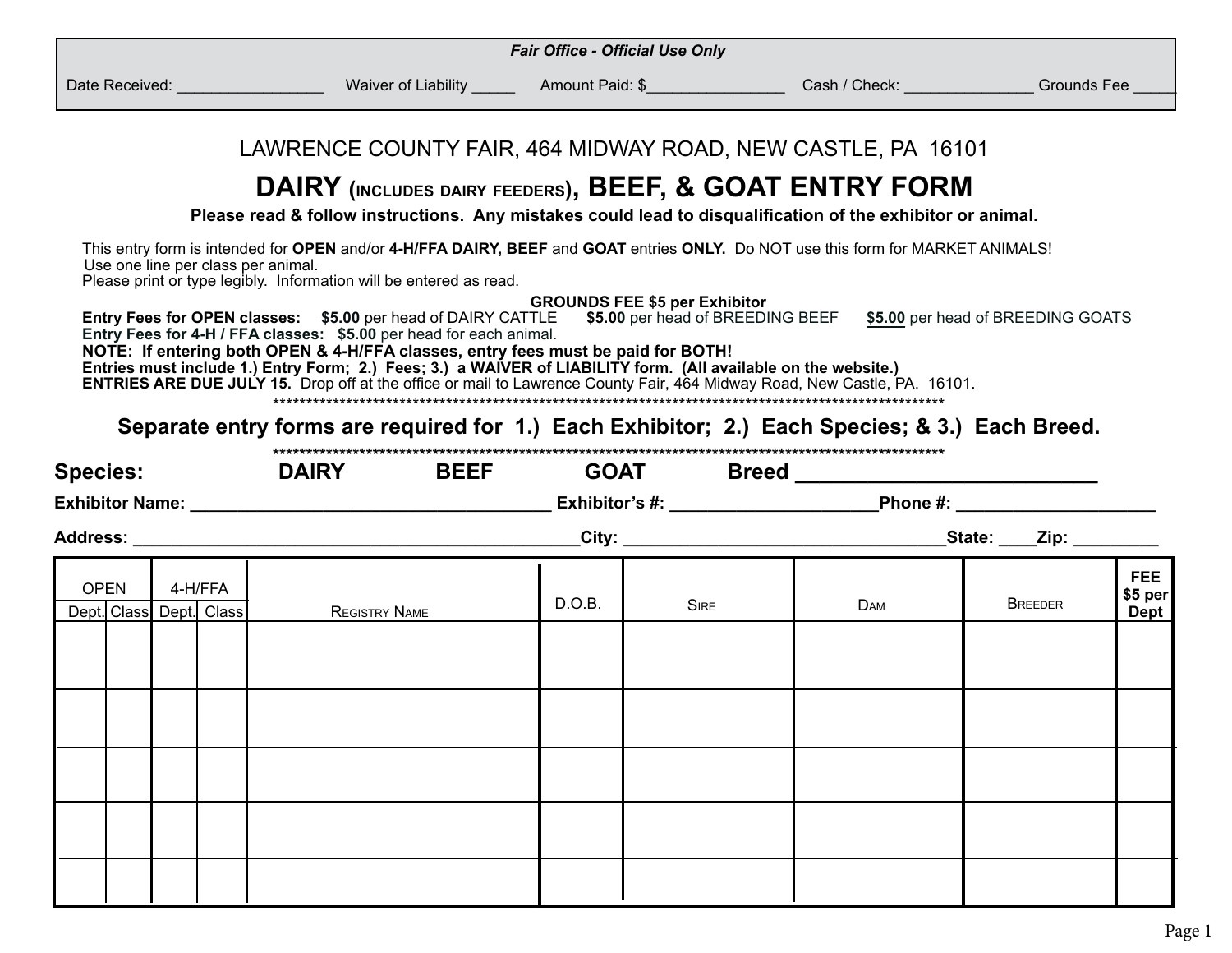*Fair Office - Official Use Only*

Date Received: _________________ Waiver of Liability _____ Amount Paid: $________________ Cash / Check: _______________ Grounds Fee _____

LAWRENCE COUNTY FAIR, 464 MIDWAY ROAD, NEW CASTLE, PA 16101

# DAIRY (INCLUDES DAIRY FEEDERS), BEEF, & GOAT ENTRY FORM

**Please read & follow instructions. Any mistakes could lead to disqualification of the exhibitor or animal.**

This entry form is intended for **OPEN** and/or **4-H/FFA DAIRY, BEEF** and **GOAT** entries **ONLY.** Do NOT use this form for MARKET ANIMALS!
Use one line per class per animal.
Please print or type legibly. Information will be entered as read.

**GROUNDS FEE $5 per Exhibitor**

**Entry Fees for OPEN classes:** **$5.00** per head of DAIRY CATTLE **$5.00** per head of BREEDING BEEF **$5.00** per head of BREEDING GOATS
**Entry Fees for 4-H / FFA classes:** **$5.00** per head for each animal.
**NOTE: If entering both OPEN & 4-H/FFA classes, entry fees must be paid for BOTH!**
**Entries must include 1.) Entry Form; 2.) Fees; 3.) a WAIVER of LIABILITY form. (All available on the website.)**
**ENTRIES ARE DUE JULY 15.** Drop off at the office or mail to Lawrence County Fair, 464 Midway Road, New Castle, PA. 16101.

*******************************************************************************************************

## Separate entry forms are required for 1.) Each Exhibitor; 2.) Each Species; & 3.) Each Breed.

*******************************************************************************************************

**Species:** **DAIRY** **BEEF** **GOAT** **Breed** ___________________________

**Exhibitor Name:** ______________________________________ **Exhibitor's #:** _____________________ **Phone #:** ____________________

**Address:** _______________________________________________ **City:** __________________________________ **State:** ____ **Zip:** _________

| OPEN | | 4-H/FFA | | | | | | | |
|---|---|---|---|---|---|---|---|---|---|
| Dept. | Class | Dept. | Class | Registry Name | D.O.B. | Sire | Dam | Breeder | FEE $5 per Dept |
| | | | | | | | | | |
| | | | | | | | | | |
| | | | | | | | | | |
| | | | | | | | | | |
| | | | | | | | | | |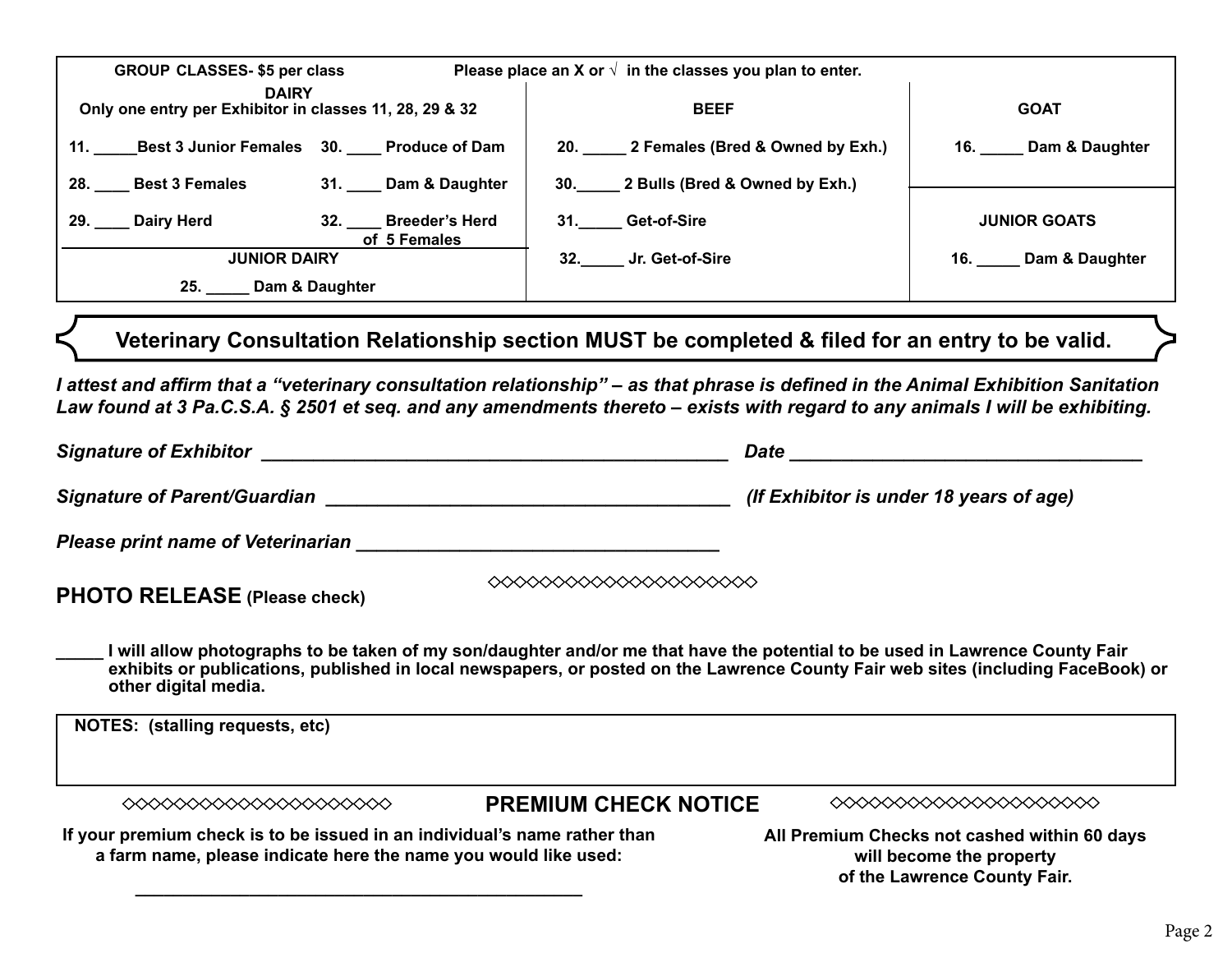| GROUP CLASSES- $5 per class | Please place an X or √ in the classes you plan to enter. | |
|---|---|---|
| **DAIRY** Only one entry per Exhibitor in classes 11, 28, 29 & 32 | **BEEF** | **GOAT** |
| 11. _____Best 3 Junior Females &nbsp;&nbsp; 30. ____ Produce of Dam | 20. _____ 2 Females (Bred & Owned by Exh.) | 16. _____ Dam & Daughter |
| 28. ____ Best 3 Females &nbsp;&nbsp; 31. ____ Dam & Daughter | 30._____ 2 Bulls (Bred & Owned by Exh.) | |
| 29. ____ Dairy Herd &nbsp;&nbsp; 32. ____ Breeder's Herd of 5 Females | 31._____ Get-of-Sire | **JUNIOR GOATS** |
| **JUNIOR DAIRY** | 32._____ Jr. Get-of-Sire | 16. _____ Dam & Daughter |
| 25. _____ Dam & Daughter | | |

**Veterinary Consultation Relationship section MUST be completed & filed for an entry to be valid.**

***I attest and affirm that a "veterinary consultation relationship" – as that phrase is defined in the Animal Exhibition Sanitation Law found at 3 Pa.C.S.A. § 2501 et seq. and any amendments thereto – exists with regard to any animals I will be exhibiting.***

***Signature of Exhibitor*** _____________________________________________ ***Date*** ___________________________________

***Signature of Parent/Guardian*** ________________________________________ ***(If Exhibitor is under 18 years of age)***

***Please print name of Veterinarian*** ___________________________________

◇◇◇◇◇◇◇◇◇◇◇◇◇◇◇◇◇◇◇◇◇◇

## PHOTO RELEASE (Please check)

_____ **I will allow photographs to be taken of my son/daughter and/or me that have the potential to be used in Lawrence County Fair exhibits or publications, published in local newspapers, or posted on the Lawrence County Fair web sites (including FaceBook) or other digital media.**

| NOTES: (stalling requests, etc) |
|---|
| |

◇◇◇◇◇◇◇◇◇◇◇◇◇◇◇◇◇◇◇◇◇◇ **PREMIUM CHECK NOTICE** ◇◇◇◇◇◇◇◇◇◇◇◇◇◇◇◇◇◇◇◇◇◇

**If your premium check is to be issued in an individual's name rather than a farm name, please indicate here the name you would like used:**

_____________________________________________

**All Premium Checks not cashed within 60 days will become the property of the Lawrence County Fair.**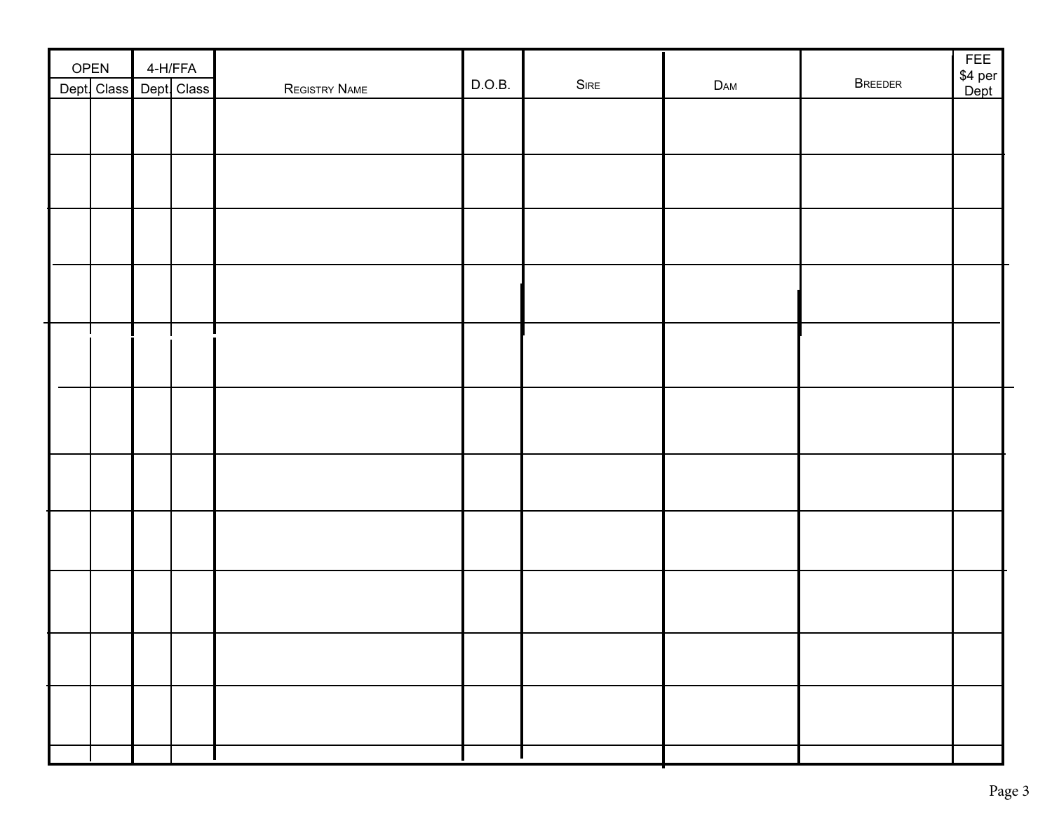| OPEN | | 4-H/FFA | | Registry Name | D.O.B. | Sire | Dam | Breeder | FEE $4 per Dept |
|---|---|---|---|---|---|---|---|---|---|
| Dept. | Class | Dept. | Class | | | | | | |
| | | | | | | | | | |
| | | | | | | | | | |
| | | | | | | | | | |
| | | | | | | | | | |
| | | | | | | | | | |
| | | | | | | | | | |
| | | | | | | | | | |
| | | | | | | | | | |
| | | | | | | | | | |
| | | | | | | | | | |
| | | | | | | | | | |
| | | | | | | | | | |